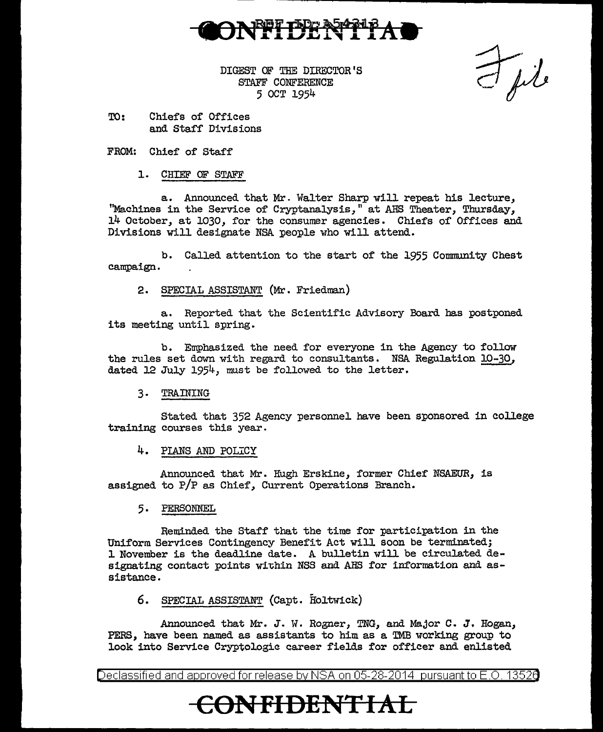CONFIDENTIAL

DIGEST OF THE DIRECTOR'S
STAFF CONFERENCE
5 OCT 1954

File

TO: Chiefs of Offices
and Staff Divisions

FROM: Chief of Staff

1. CHIEF OF STAFF

a. Announced that Mr. Walter Sharp will repeat his lecture, "Machines in the Service of Cryptanalysis," at AHS Theater, Thursday, 14 October, at 1030, for the consumer agencies. Chiefs of Offices and Divisions will designate NSA people who will attend.

b. Called attention to the start of the 1955 Community Chest campaign.

2. SPECIAL ASSISTANT (Mr. Friedman)

a. Reported that the Scientific Advisory Board has postponed its meeting until spring.

b. Emphasized the need for everyone in the Agency to follow the rules set down with regard to consultants. NSA Regulation 10-30, dated 12 July 1954, must be followed to the letter.

3. TRAINING

Stated that 352 Agency personnel have been sponsored in college training courses this year.

4. PLANS AND POLICY

Announced that Mr. Hugh Erskine, former Chief NSAEUR, is assigned to P/P as Chief, Current Operations Branch.

5. PERSONNEL

Reminded the Staff that the time for participation in the Uniform Services Contingency Benefit Act will soon be terminated; 1 November is the deadline date. A bulletin will be circulated designating contact points within NSS and AHS for information and assistance.

6. SPECIAL ASSISTANT (Capt. Holtwick)

Announced that Mr. J. W. Rogner, TNG, and Major C. J. Hogan, PERS, have been named as assistants to him as a TMB working group to look into Service Cryptologic career fields for officer and enlisted

Declassified and approved for release by NSA on 05-28-2014 pursuant to E.O. 13526

CONFIDENTIAL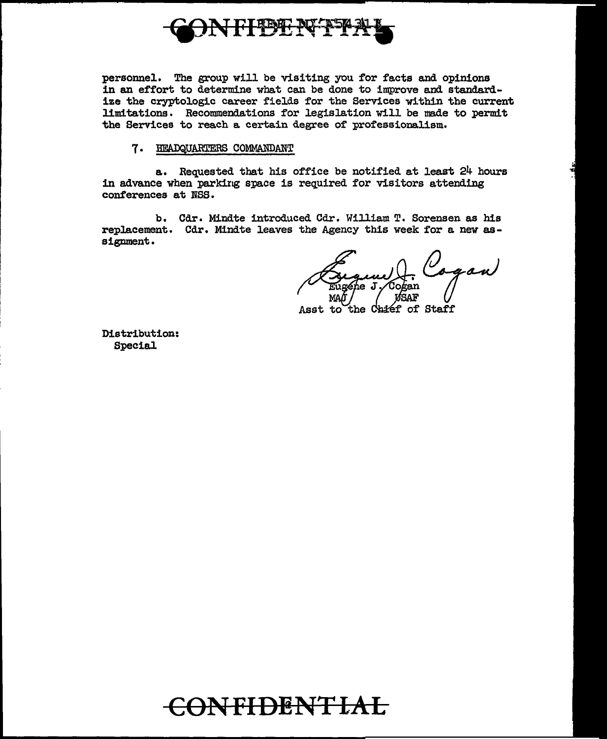CONFIDENTIAL

personnel. The group will be visiting you for facts and opinions in an effort to determine what can be done to improve and standardize the cryptologic career fields for the Services within the current limitations. Recommendations for legislation will be made to permit the Services to reach a certain degree of professionalism.

7. HEADQUARTERS COMMANDANT

a. Requested that his office be notified at least 24 hours in advance when parking space is required for visitors attending conferences at NSS.

b. Cdr. Mindte introduced Cdr. William T. Sorensen as his replacement. Cdr. Mindte leaves the Agency this week for a new assignment.

Eugene J. Cogan
MAJ USAF
Asst to the Chief of Staff

Distribution:
Special

CONFIDENTIAL